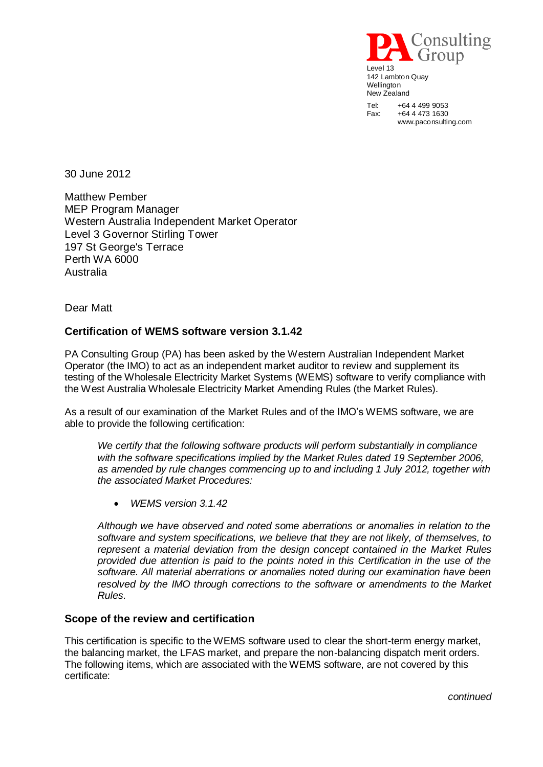PA Consulting Group

Level 13
142 Lambton Quay
Wellington
New Zealand

Tel: +64 4 499 9053
Fax: +64 4 473 1630
www.paconsulting.com

30 June 2012

Matthew Pember
MEP Program Manager
Western Australia Independent Market Operator
Level 3 Governor Stirling Tower
197 St George's Terrace
Perth WA 6000
Australia

Dear Matt

**Certification of WEMS software version 3.1.42**

PA Consulting Group (PA) has been asked by the Western Australian Independent Market Operator (the IMO) to act as an independent market auditor to review and supplement its testing of the Wholesale Electricity Market Systems (WEMS) software to verify compliance with the West Australia Wholesale Electricity Market Amending Rules (the Market Rules).

As a result of our examination of the Market Rules and of the IMO's WEMS software, we are able to provide the following certification:

> *We certify that the following software products will perform substantially in compliance with the software specifications implied by the Market Rules dated 19 September 2006, as amended by rule changes commencing up to and including 1 July 2012, together with the associated Market Procedures:*
>
> - *WEMS version 3.1.42*
>
> *Although we have observed and noted some aberrations or anomalies in relation to the software and system specifications, we believe that they are not likely, of themselves, to represent a material deviation from the design concept contained in the Market Rules provided due attention is paid to the points noted in this Certification in the use of the software. All material aberrations or anomalies noted during our examination have been resolved by the IMO through corrections to the software or amendments to the Market Rules.*

**Scope of the review and certification**

This certification is specific to the WEMS software used to clear the short-term energy market, the balancing market, the LFAS market, and prepare the non-balancing dispatch merit orders. The following items, which are associated with the WEMS software, are not covered by this certificate:

*continued*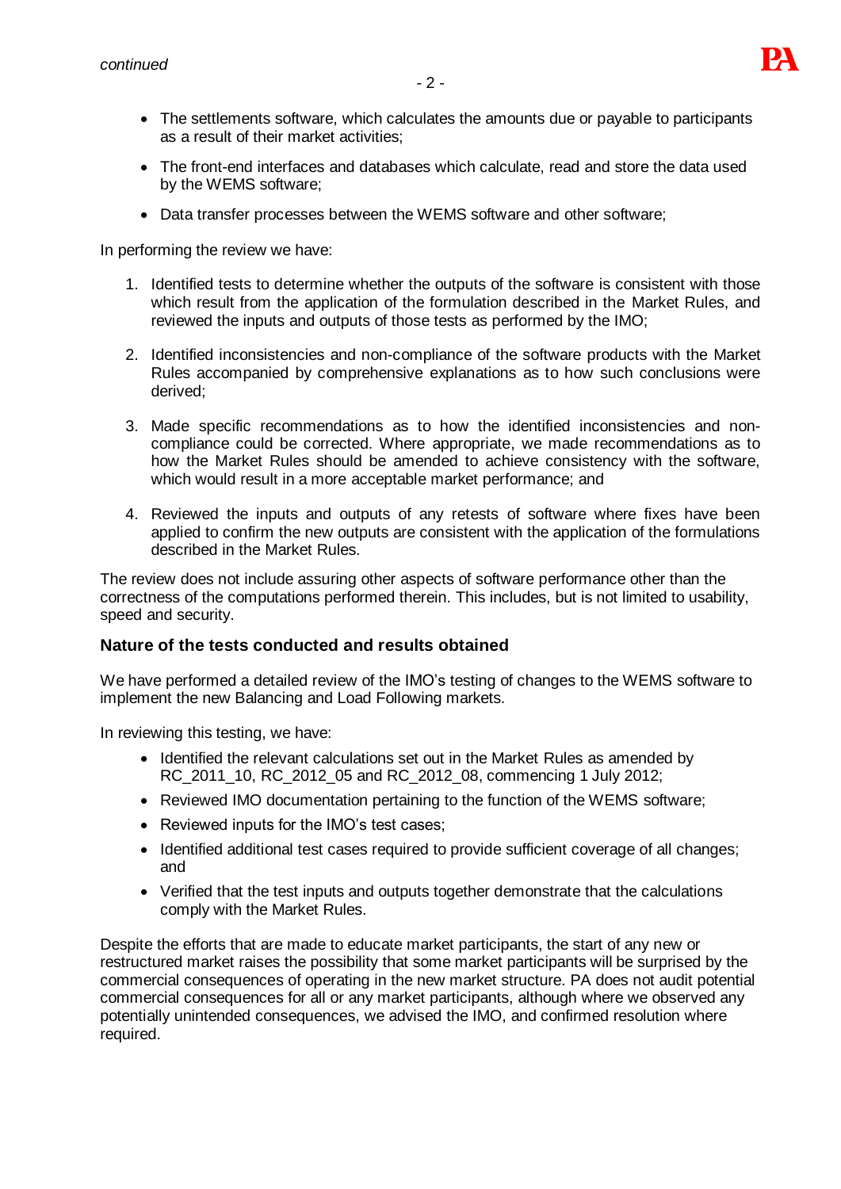*continued*

- The settlements software, which calculates the amounts due or payable to participants as a result of their market activities;
- The front-end interfaces and databases which calculate, read and store the data used by the WEMS software;
- Data transfer processes between the WEMS software and other software;

In performing the review we have:

1. Identified tests to determine whether the outputs of the software is consistent with those which result from the application of the formulation described in the Market Rules, and reviewed the inputs and outputs of those tests as performed by the IMO;
2. Identified inconsistencies and non-compliance of the software products with the Market Rules accompanied by comprehensive explanations as to how such conclusions were derived;
3. Made specific recommendations as to how the identified inconsistencies and non-compliance could be corrected. Where appropriate, we made recommendations as to how the Market Rules should be amended to achieve consistency with the software, which would result in a more acceptable market performance; and
4. Reviewed the inputs and outputs of any retests of software where fixes have been applied to confirm the new outputs are consistent with the application of the formulations described in the Market Rules.

The review does not include assuring other aspects of software performance other than the correctness of the computations performed therein. This includes, but is not limited to usability, speed and security.

### Nature of the tests conducted and results obtained

We have performed a detailed review of the IMO's testing of changes to the WEMS software to implement the new Balancing and Load Following markets.

In reviewing this testing, we have:

- Identified the relevant calculations set out in the Market Rules as amended by RC_2011_10, RC_2012_05 and RC_2012_08, commencing 1 July 2012;
- Reviewed IMO documentation pertaining to the function of the WEMS software;
- Reviewed inputs for the IMO's test cases;
- Identified additional test cases required to provide sufficient coverage of all changes; and
- Verified that the test inputs and outputs together demonstrate that the calculations comply with the Market Rules.

Despite the efforts that are made to educate market participants, the start of any new or restructured market raises the possibility that some market participants will be surprised by the commercial consequences of operating in the new market structure. PA does not audit potential commercial consequences for all or any market participants, although where we observed any potentially unintended consequences, we advised the IMO, and confirmed resolution where required.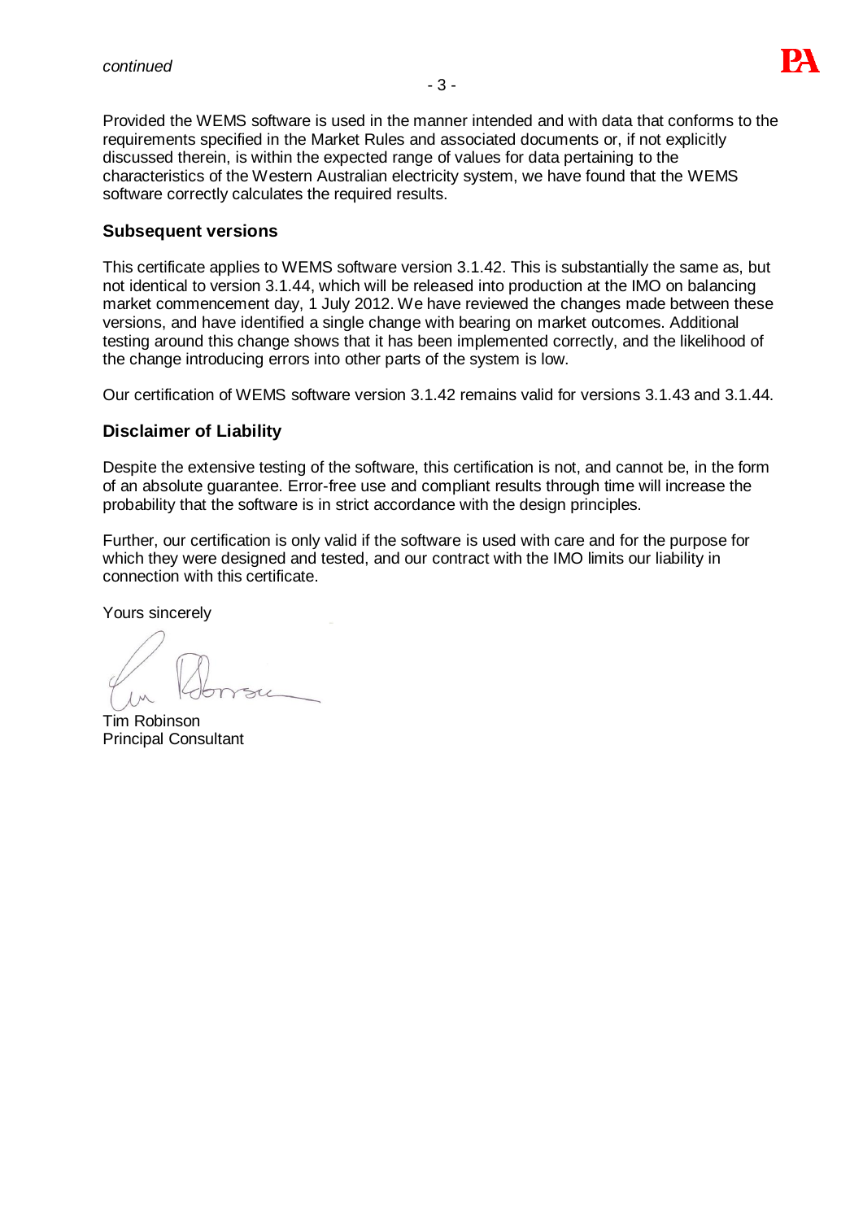Provided the WEMS software is used in the manner intended and with data that conforms to the requirements specified in the Market Rules and associated documents or, if not explicitly discussed therein, is within the expected range of values for data pertaining to the characteristics of the Western Australian electricity system, we have found that the WEMS software correctly calculates the required results.

## Subsequent versions

This certificate applies to WEMS software version 3.1.42. This is substantially the same as, but not identical to version 3.1.44, which will be released into production at the IMO on balancing market commencement day, 1 July 2012. We have reviewed the changes made between these versions, and have identified a single change with bearing on market outcomes. Additional testing around this change shows that it has been implemented correctly, and the likelihood of the change introducing errors into other parts of the system is low.

Our certification of WEMS software version 3.1.42 remains valid for versions 3.1.43 and 3.1.44.

## Disclaimer of Liability

Despite the extensive testing of the software, this certification is not, and cannot be, in the form of an absolute guarantee. Error-free use and compliant results through time will increase the probability that the software is in strict accordance with the design principles.

Further, our certification is only valid if the software is used with care and for the purpose for which they were designed and tested, and our contract with the IMO limits our liability in connection with this certificate.

Yours sincerely

Tim Robinson
Principal Consultant